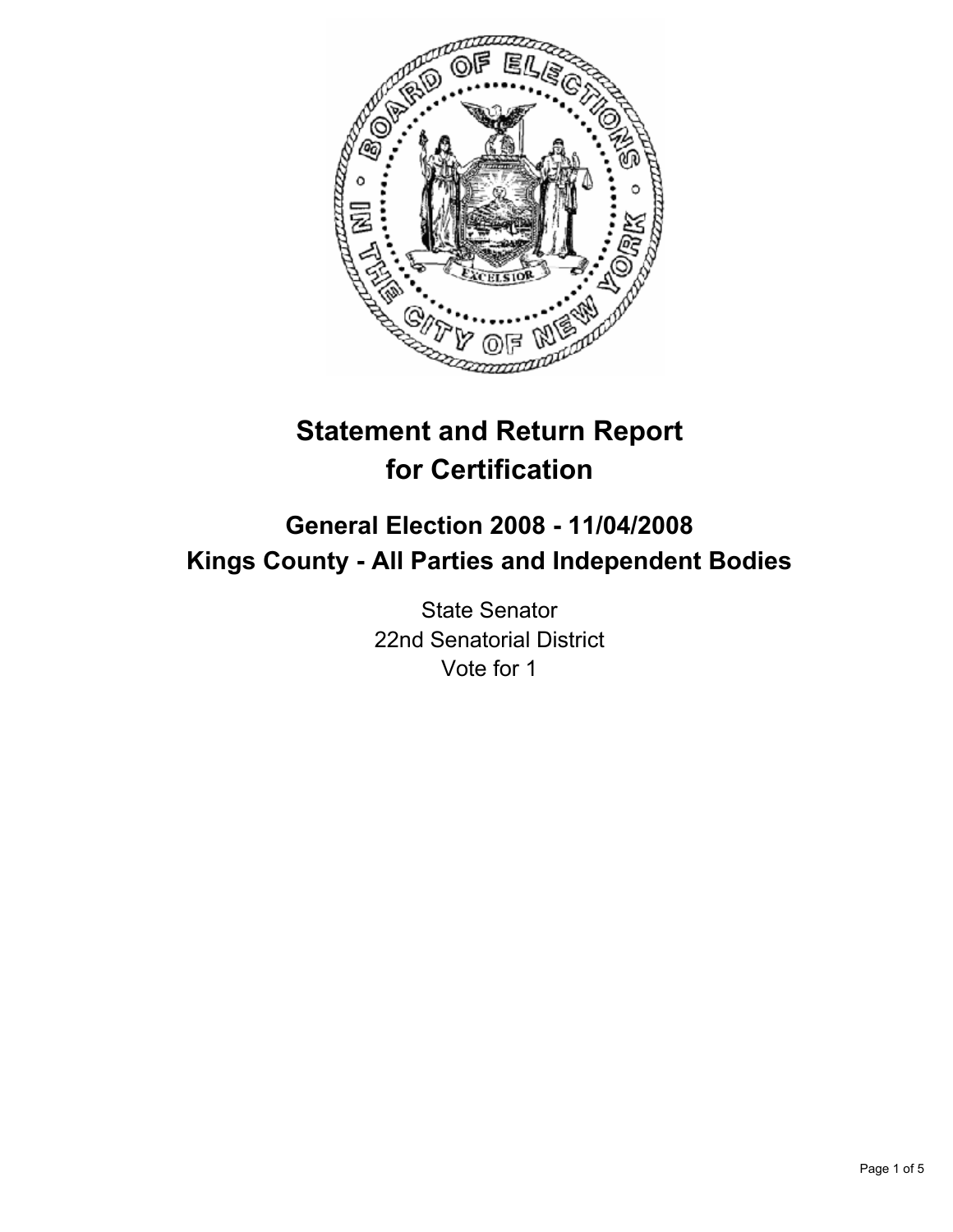# Statement and Return Report for Certification

## General Election 2008 - 11/04/2008
## Kings County - All Parties and Independent Bodies

State Senator
22nd Senatorial District
Vote for 1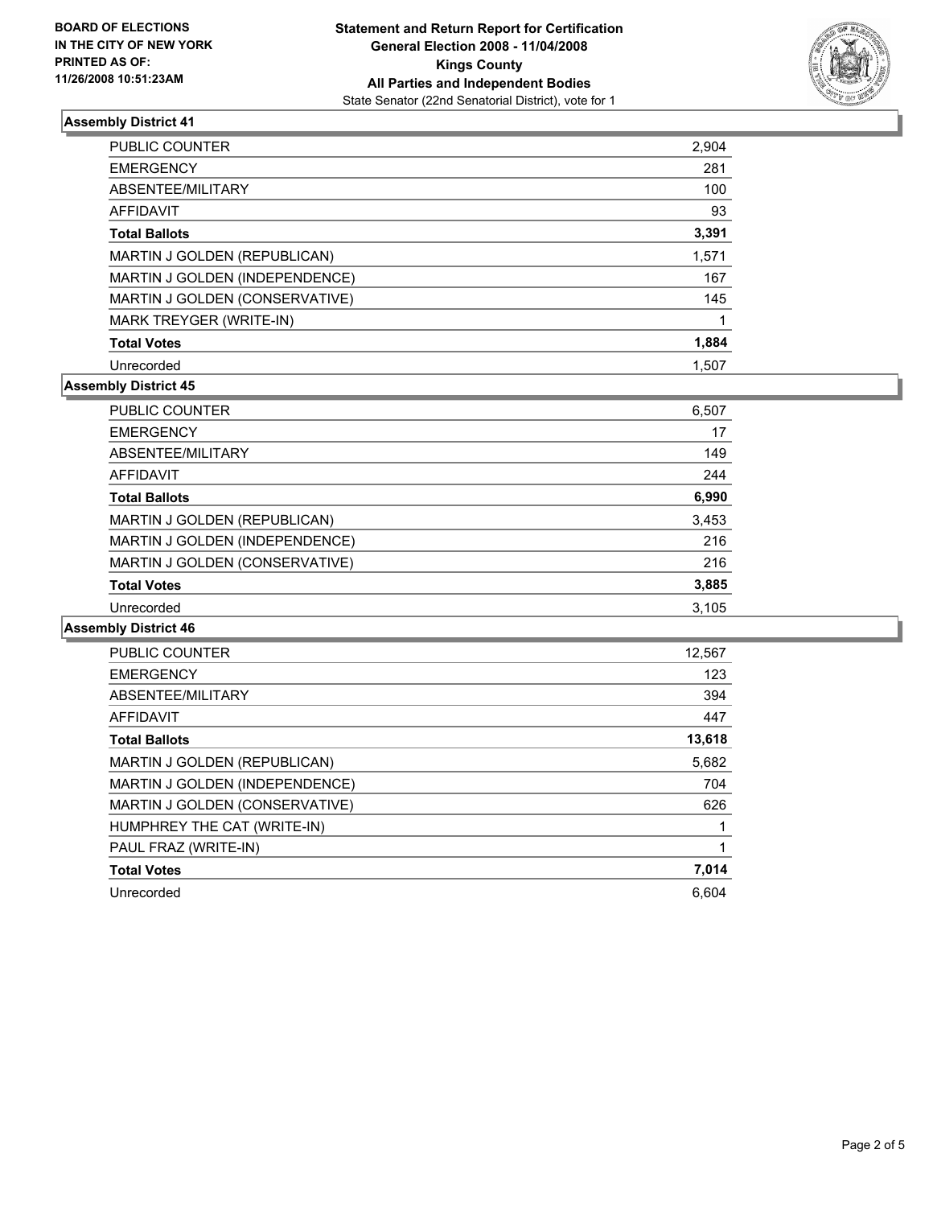**BOARD OF ELECTIONS IN THE CITY OF NEW YORK PRINTED AS OF: 11/26/2008 10:51:23AM**

# Statement and Return Report for Certification
## General Election 2008 - 11/04/2008
## Kings County
## All Parties and Independent Bodies
State Senator (22nd Senatorial District), vote for 1

### Assembly District 41

| | |
|---|---|
| PUBLIC COUNTER | 2,904 |
| EMERGENCY | 281 |
| ABSENTEE/MILITARY | 100 |
| AFFIDAVIT | 93 |
| **Total Ballots** | **3,391** |
| MARTIN J GOLDEN (REPUBLICAN) | 1,571 |
| MARTIN J GOLDEN (INDEPENDENCE) | 167 |
| MARTIN J GOLDEN (CONSERVATIVE) | 145 |
| MARK TREYGER (WRITE-IN) | 1 |
| **Total Votes** | **1,884** |
| Unrecorded | 1,507 |

### Assembly District 45

| | |
|---|---|
| PUBLIC COUNTER | 6,507 |
| EMERGENCY | 17 |
| ABSENTEE/MILITARY | 149 |
| AFFIDAVIT | 244 |
| **Total Ballots** | **6,990** |
| MARTIN J GOLDEN (REPUBLICAN) | 3,453 |
| MARTIN J GOLDEN (INDEPENDENCE) | 216 |
| MARTIN J GOLDEN (CONSERVATIVE) | 216 |
| **Total Votes** | **3,885** |
| Unrecorded | 3,105 |

### Assembly District 46

| | |
|---|---|
| PUBLIC COUNTER | 12,567 |
| EMERGENCY | 123 |
| ABSENTEE/MILITARY | 394 |
| AFFIDAVIT | 447 |
| **Total Ballots** | **13,618** |
| MARTIN J GOLDEN (REPUBLICAN) | 5,682 |
| MARTIN J GOLDEN (INDEPENDENCE) | 704 |
| MARTIN J GOLDEN (CONSERVATIVE) | 626 |
| HUMPHREY THE CAT (WRITE-IN) | 1 |
| PAUL FRAZ (WRITE-IN) | 1 |
| **Total Votes** | **7,014** |
| Unrecorded | 6,604 |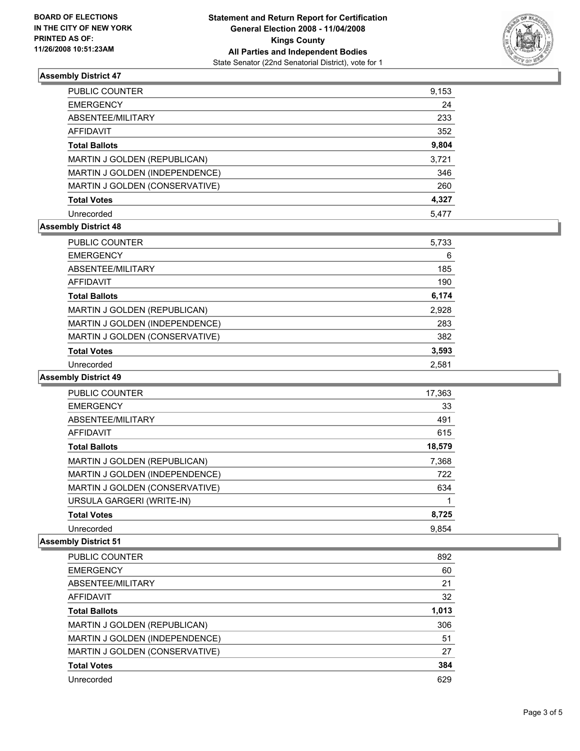**BOARD OF ELECTIONS IN THE CITY OF NEW YORK PRINTED AS OF: 11/26/2008 10:51:23AM**

**Statement and Return Report for Certification General Election 2008 - 11/04/2008 Kings County All Parties and Independent Bodies**

State Senator (22nd Senatorial District), vote for 1

## Assembly District 47

| | |
|---|---|
| PUBLIC COUNTER | 9,153 |
| EMERGENCY | 24 |
| ABSENTEE/MILITARY | 233 |
| AFFIDAVIT | 352 |
| **Total Ballots** | **9,804** |
| MARTIN J GOLDEN (REPUBLICAN) | 3,721 |
| MARTIN J GOLDEN (INDEPENDENCE) | 346 |
| MARTIN J GOLDEN (CONSERVATIVE) | 260 |
| **Total Votes** | **4,327** |
| Unrecorded | 5,477 |

## Assembly District 48

| | |
|---|---|
| PUBLIC COUNTER | 5,733 |
| EMERGENCY | 6 |
| ABSENTEE/MILITARY | 185 |
| AFFIDAVIT | 190 |
| **Total Ballots** | **6,174** |
| MARTIN J GOLDEN (REPUBLICAN) | 2,928 |
| MARTIN J GOLDEN (INDEPENDENCE) | 283 |
| MARTIN J GOLDEN (CONSERVATIVE) | 382 |
| **Total Votes** | **3,593** |
| Unrecorded | 2,581 |

## Assembly District 49

| | |
|---|---|
| PUBLIC COUNTER | 17,363 |
| EMERGENCY | 33 |
| ABSENTEE/MILITARY | 491 |
| AFFIDAVIT | 615 |
| **Total Ballots** | **18,579** |
| MARTIN J GOLDEN (REPUBLICAN) | 7,368 |
| MARTIN J GOLDEN (INDEPENDENCE) | 722 |
| MARTIN J GOLDEN (CONSERVATIVE) | 634 |
| URSULA GARGERI (WRITE-IN) | 1 |
| **Total Votes** | **8,725** |
| Unrecorded | 9,854 |

## Assembly District 51

| | |
|---|---|
| PUBLIC COUNTER | 892 |
| EMERGENCY | 60 |
| ABSENTEE/MILITARY | 21 |
| AFFIDAVIT | 32 |
| **Total Ballots** | **1,013** |
| MARTIN J GOLDEN (REPUBLICAN) | 306 |
| MARTIN J GOLDEN (INDEPENDENCE) | 51 |
| MARTIN J GOLDEN (CONSERVATIVE) | 27 |
| **Total Votes** | **384** |
| Unrecorded | 629 |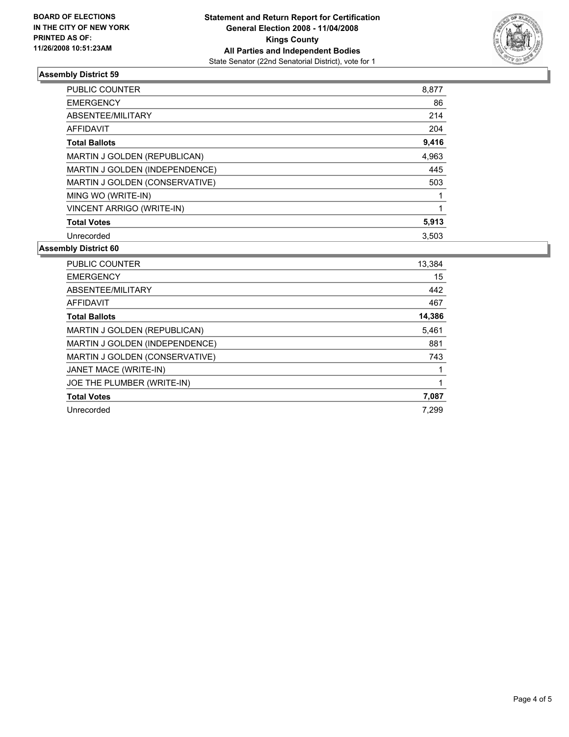**BOARD OF ELECTIONS IN THE CITY OF NEW YORK PRINTED AS OF: 11/26/2008 10:51:23AM**

# Statement and Return Report for Certification
## General Election 2008 - 11/04/2008
## Kings County
## All Parties and Independent Bodies
State Senator (22nd Senatorial District), vote for 1

### Assembly District 59

| | |
|---|---|
| PUBLIC COUNTER | 8,877 |
| EMERGENCY | 86 |
| ABSENTEE/MILITARY | 214 |
| AFFIDAVIT | 204 |
| **Total Ballots** | **9,416** |
| MARTIN J GOLDEN (REPUBLICAN) | 4,963 |
| MARTIN J GOLDEN (INDEPENDENCE) | 445 |
| MARTIN J GOLDEN (CONSERVATIVE) | 503 |
| MING WO (WRITE-IN) | 1 |
| VINCENT ARRIGO (WRITE-IN) | 1 |
| **Total Votes** | **5,913** |
| Unrecorded | 3,503 |

### Assembly District 60

| | |
|---|---|
| PUBLIC COUNTER | 13,384 |
| EMERGENCY | 15 |
| ABSENTEE/MILITARY | 442 |
| AFFIDAVIT | 467 |
| **Total Ballots** | **14,386** |
| MARTIN J GOLDEN (REPUBLICAN) | 5,461 |
| MARTIN J GOLDEN (INDEPENDENCE) | 881 |
| MARTIN J GOLDEN (CONSERVATIVE) | 743 |
| JANET MACE (WRITE-IN) | 1 |
| JOE THE PLUMBER (WRITE-IN) | 1 |
| **Total Votes** | **7,087** |
| Unrecorded | 7,299 |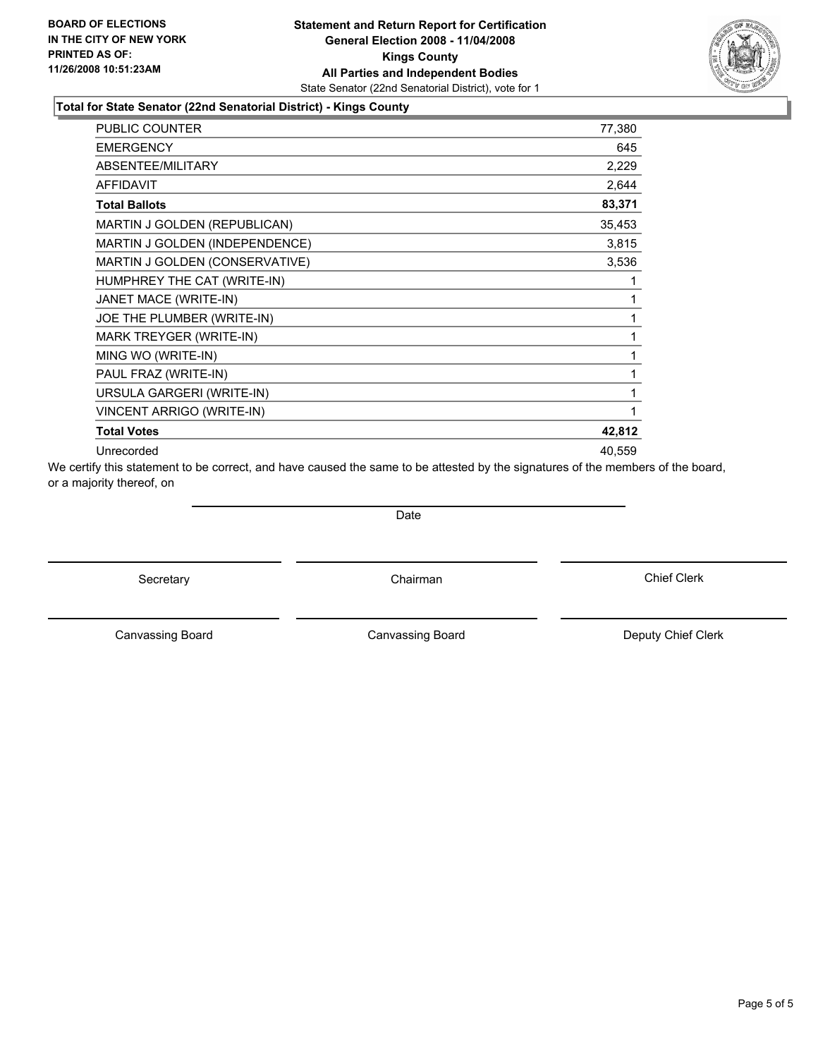**BOARD OF ELECTIONS IN THE CITY OF NEW YORK PRINTED AS OF: 11/26/2008 10:51:23AM**

**Statement and Return Report for Certification**
**General Election 2008 - 11/04/2008**
**Kings County**
**All Parties and Independent Bodies**
State Senator (22nd Senatorial District), vote for 1

### Total for State Senator (22nd Senatorial District) - Kings County

| | |
|---|---|
| PUBLIC COUNTER | 77,380 |
| EMERGENCY | 645 |
| ABSENTEE/MILITARY | 2,229 |
| AFFIDAVIT | 2,644 |
| **Total Ballots** | **83,371** |
| MARTIN J GOLDEN (REPUBLICAN) | 35,453 |
| MARTIN J GOLDEN (INDEPENDENCE) | 3,815 |
| MARTIN J GOLDEN (CONSERVATIVE) | 3,536 |
| HUMPHREY THE CAT (WRITE-IN) | 1 |
| JANET MACE (WRITE-IN) | 1 |
| JOE THE PLUMBER (WRITE-IN) | 1 |
| MARK TREYGER (WRITE-IN) | 1 |
| MING WO (WRITE-IN) | 1 |
| PAUL FRAZ (WRITE-IN) | 1 |
| URSULA GARGERI (WRITE-IN) | 1 |
| VINCENT ARRIGO (WRITE-IN) | 1 |
| **Total Votes** | **42,812** |
| Unrecorded | 40,559 |

We certify this statement to be correct, and have caused the same to be attested by the signatures of the members of the board, or a majority thereof, on

Date

Secretary

Chairman

Chief Clerk

Canvassing Board

Canvassing Board

Deputy Chief Clerk